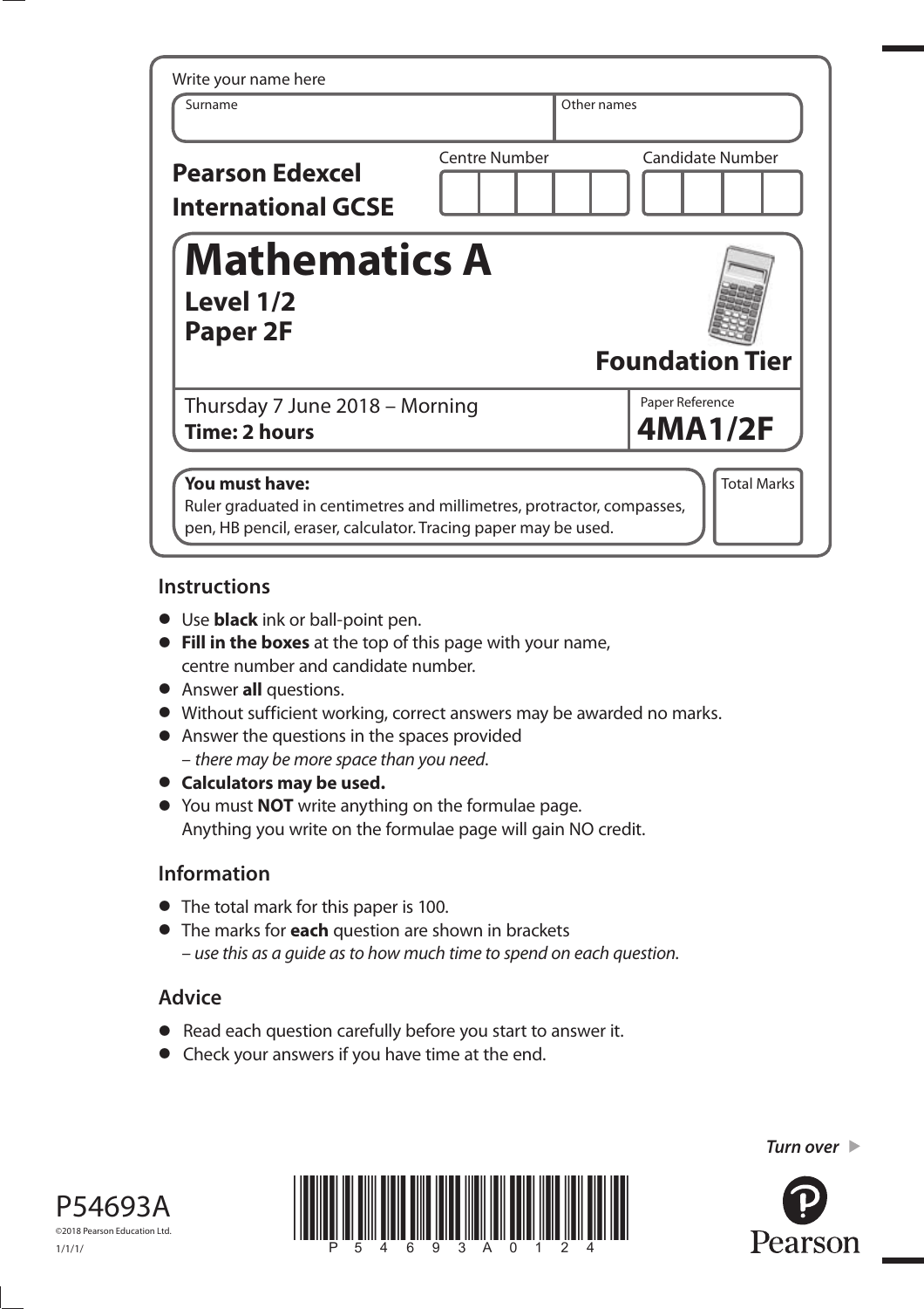Write your name here

| Surname | Other names |
|---|---|
| | |

**Pearson Edexcel International GCSE**

| Centre Number | Candidate Number |
|---|---|
| | |

# Mathematics A

**Level 1/2**
**Paper 2F**

**Foundation Tier**

Thursday 7 June 2018 – Morning
**Time: 2 hours**

Paper Reference
**4MA1/2F**

**You must have:**
Ruler graduated in centimetres and millimetres, protractor, compasses, pen, HB pencil, eraser, calculator. Tracing paper may be used.

Total Marks

## Instructions

- Use **black** ink or ball-point pen.
- **Fill in the boxes** at the top of this page with your name, centre number and candidate number.
- Answer **all** questions.
- Without sufficient working, correct answers may be awarded no marks.
- Answer the questions in the spaces provided – *there may be more space than you need*.
- **Calculators may be used.**
- You must **NOT** write anything on the formulae page. Anything you write on the formulae page will gain NO credit.

## Information

- The total mark for this paper is 100.
- The marks for **each** question are shown in brackets – *use this as a guide as to how much time to spend on each question.*

## Advice

- Read each question carefully before you start to answer it.
- Check your answers if you have time at the end.

*Turn over*

P54693A
©2018 Pearson Education Ltd.
1/1/1/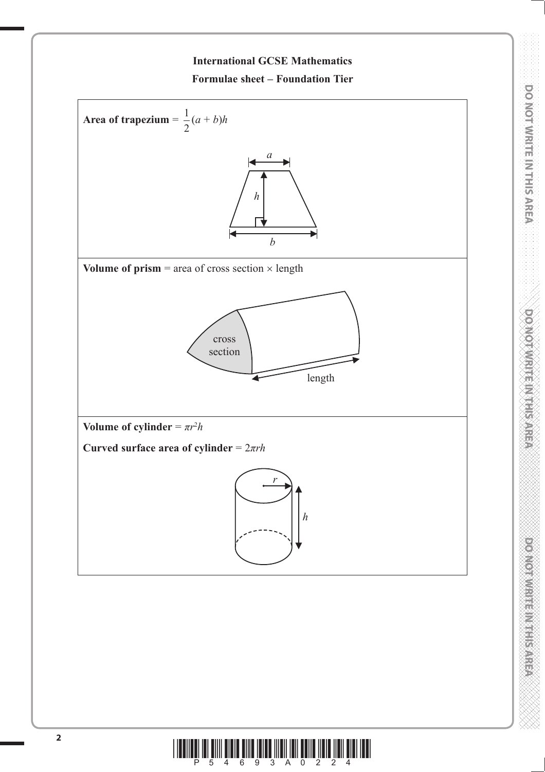# International GCSE Mathematics

## Formulae sheet – Foundation Tier

**Area of trapezium** = $\frac{1}{2}(a + b)h$

**Volume of prism** = area of cross section × length

**Volume of cylinder** = $\pi r^2 h$

**Curved surface area of cylinder** = $2\pi rh$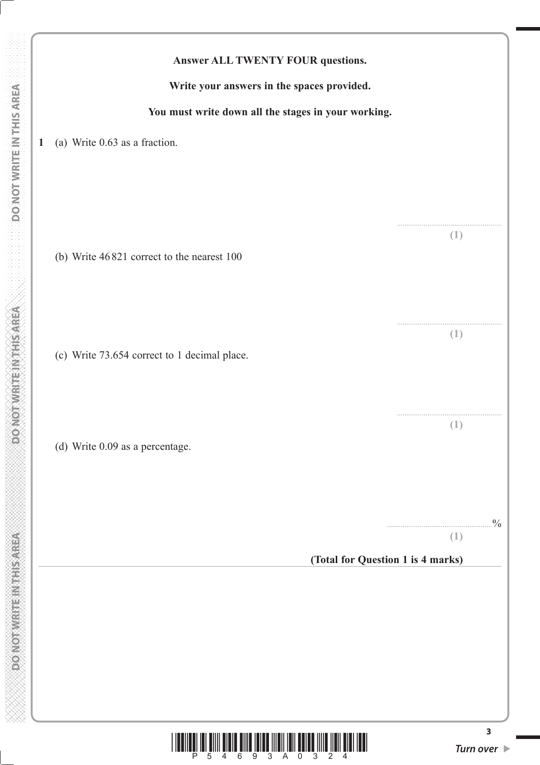**Answer ALL TWENTY FOUR questions.**

**Write your answers in the spaces provided.**

**You must write down all the stages in your working.**

**1** (a) Write 0.63 as a fraction.

..................................................... **(1)**

(b) Write 46 821 correct to the nearest 100

..................................................... **(1)**

(c) Write 73.654 correct to 1 decimal place.

..................................................... **(1)**

(d) Write 0.09 as a percentage.

.....................................................% **(1)**

**(Total for Question 1 is 4 marks)**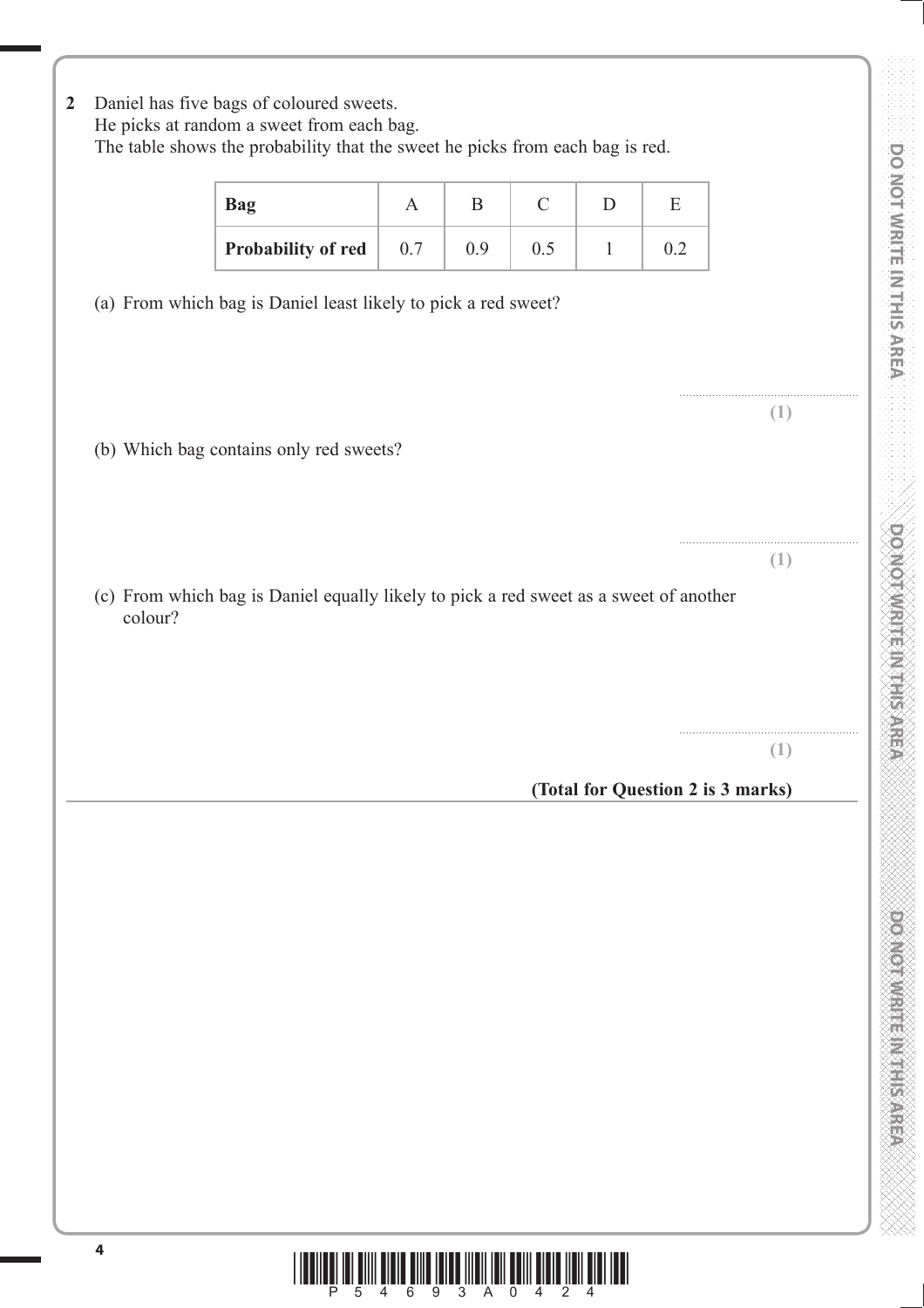**2** Daniel has five bags of coloured sweets.
He picks at random a sweet from each bag.
The table shows the probability that the sweet he picks from each bag is red.

| **Bag** | A | B | C | D | E |
|---|---|---|---|---|---|
| **Probability of red** | 0.7 | 0.9 | 0.5 | 1 | 0.2 |

(a) From which bag is Daniel least likely to pick a red sweet?

........................................................
**(1)**

(b) Which bag contains only red sweets?

........................................................
**(1)**

(c) From which bag is Daniel equally likely to pick a red sweet as a sweet of another colour?

........................................................
**(1)**

**(Total for Question 2 is 3 marks)**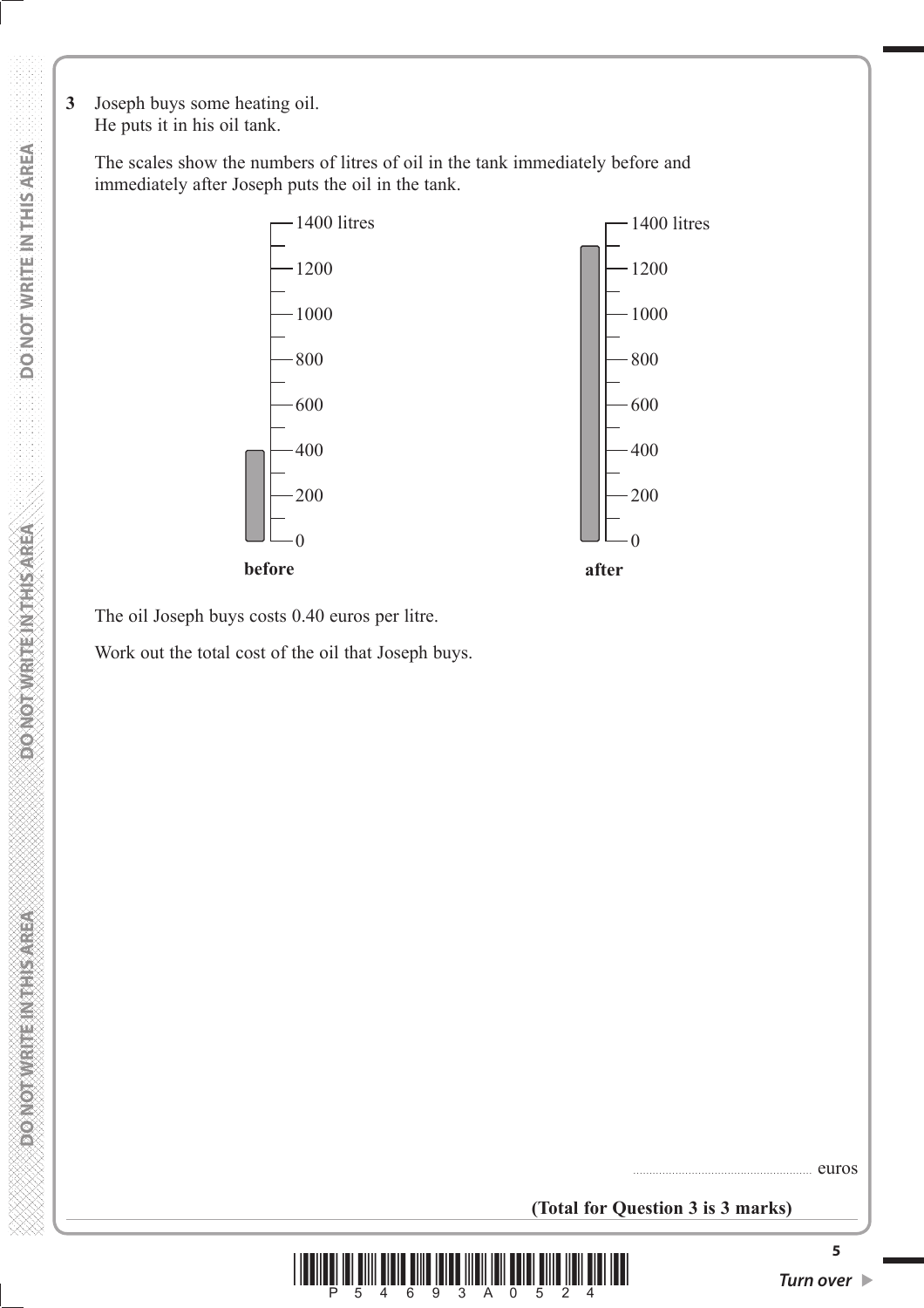**3** Joseph buys some heating oil.
He puts it in his oil tank.

The scales show the numbers of litres of oil in the tank immediately before and immediately after Joseph puts the oil in the tank.

1400 litres
1200
1000
800
600
400
200
0

**before**

1400 litres
1200
1000
800
600
400
200
0

**after**

The oil Joseph buys costs 0.40 euros per litre.

Work out the total cost of the oil that Joseph buys.

.................................................... euros

**(Total for Question 3 is 3 marks)**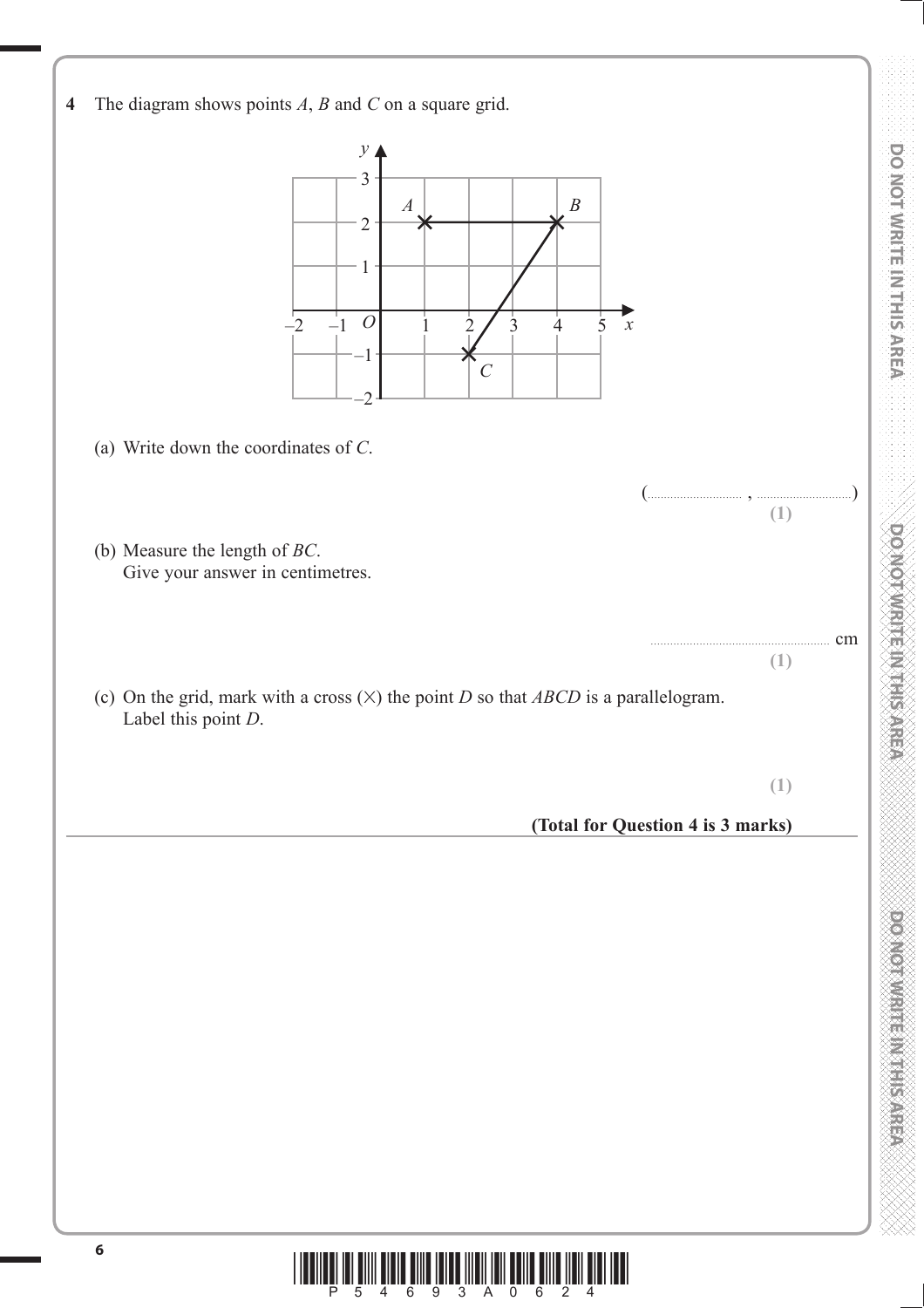**4** The diagram shows points $A$, $B$ and $C$ on a square grid.

(a) Write down the coordinates of $C$.

(.............................. , ..............................)

**(1)**

(b) Measure the length of $BC$.
Give your answer in centimetres.

....................................................... cm

**(1)**

(c) On the grid, mark with a cross (×) the point $D$ so that $ABCD$ is a parallelogram.
Label this point $D$.

**(1)**

**(Total for Question 4 is 3 marks)**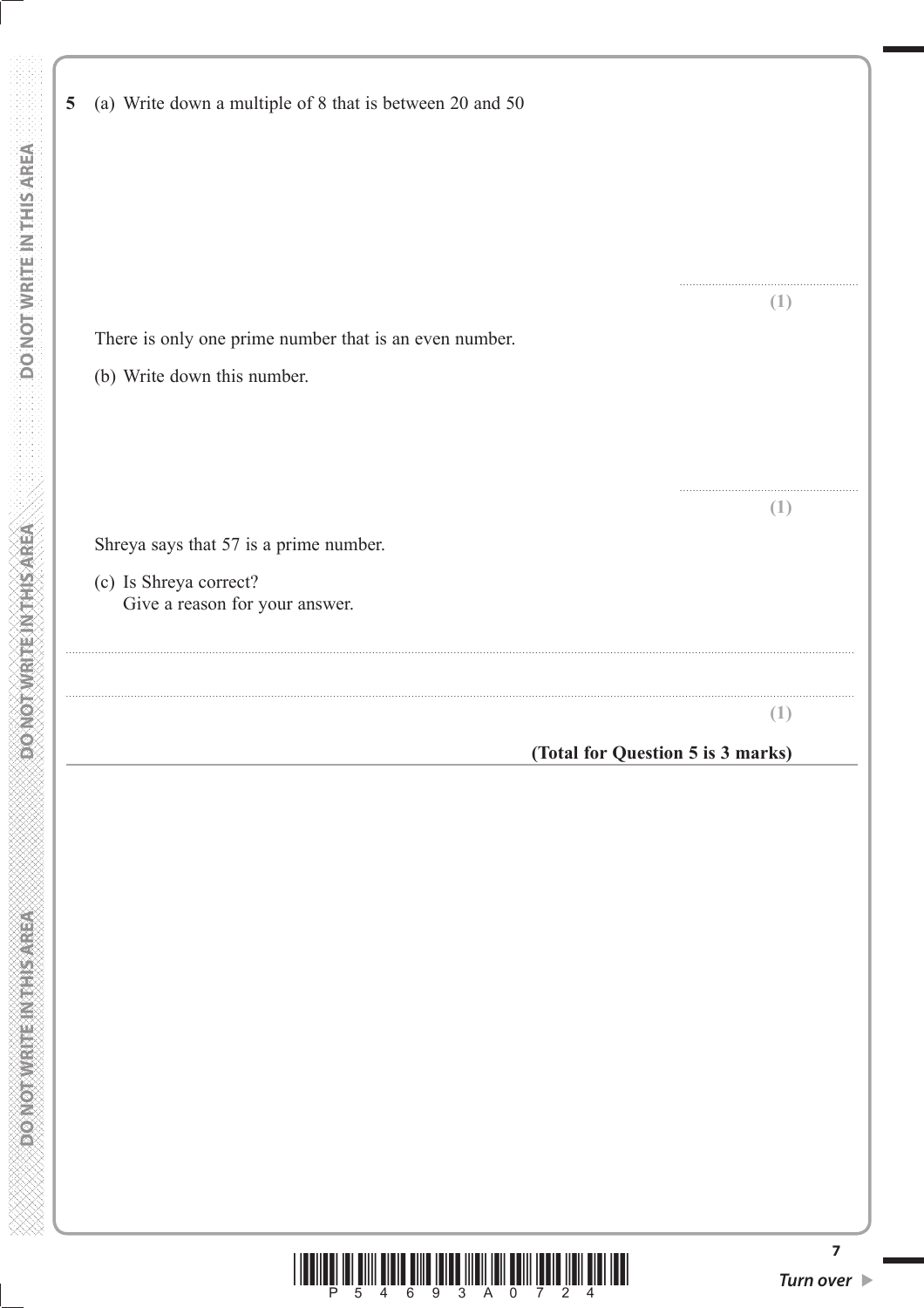**5** (a) Write down a multiple of 8 that is between 20 and 50

..............................................................

**(1)**

There is only one prime number that is an even number.

(b) Write down this number.

..............................................................

**(1)**

Shreya says that 57 is a prime number.

(c) Is Shreya correct?
Give a reason for your answer.

......................................................................................................................................................................................................................

......................................................................................................................................................................................................................

**(1)**

**(Total for Question 5 is 3 marks)**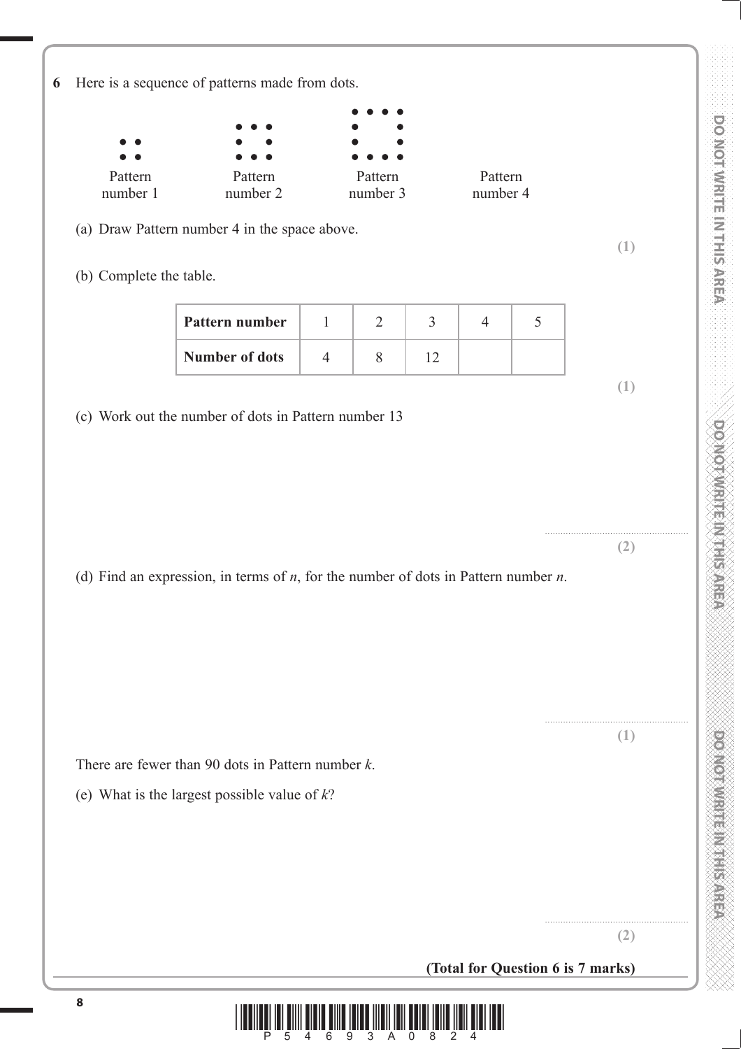**6** Here is a sequence of patterns made from dots.

Pattern number 1 &nbsp;&nbsp;&nbsp; Pattern number 2 &nbsp;&nbsp;&nbsp; Pattern number 3 &nbsp;&nbsp;&nbsp; Pattern number 4

(a) Draw Pattern number 4 in the space above.

**(1)**

(b) Complete the table.

| **Pattern number** | 1 | 2 | 3 | 4 | 5 |
|---|---|---|---|---|---|
| **Number of dots** | 4 | 8 | 12 | | |

**(1)**

(c) Work out the number of dots in Pattern number 13

.......................................................

**(2)**

(d) Find an expression, in terms of $n$, for the number of dots in Pattern number $n$.

.......................................................

**(1)**

There are fewer than 90 dots in Pattern number $k$.

(e) What is the largest possible value of $k$?

.......................................................

**(2)**

**(Total for Question 6 is 7 marks)**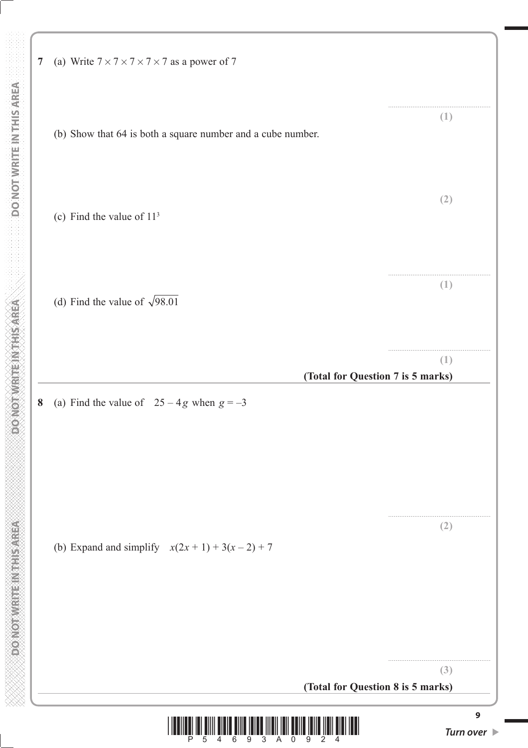**7** (a) Write $7 \times 7 \times 7 \times 7 \times 7$ as a power of 7

.......................................................
**(1)**

(b) Show that 64 is both a square number and a cube number.

**(2)**

(c) Find the value of $11^3$

.......................................................
**(1)**

(d) Find the value of $\sqrt{98.01}$

.......................................................
**(1)**

**(Total for Question 7 is 5 marks)**

---

**8** (a) Find the value of $25 - 4g$ when $g = -3$

.......................................................
**(2)**

(b) Expand and simplify $x(2x + 1) + 3(x - 2) + 7$

.......................................................
**(3)**

**(Total for Question 8 is 5 marks)**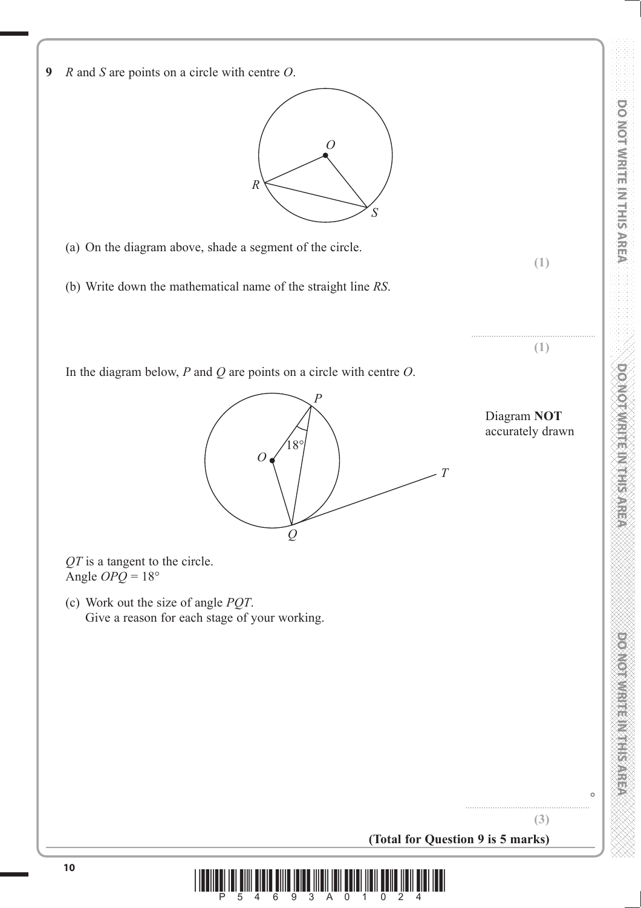**9** $R$ and $S$ are points on a circle with centre $O$.

(a) On the diagram above, shade a segment of the circle.

**(1)**

(b) Write down the mathematical name of the straight line $RS$.

..........................................................

**(1)**

In the diagram below, $P$ and $Q$ are points on a circle with centre $O$.

Diagram **NOT** accurately drawn

$QT$ is a tangent to the circle.
Angle $OPQ = 18°$

(c) Work out the size of angle $PQT$.
Give a reason for each stage of your working.

.......................................................... °

**(3)**

**(Total for Question 9 is 5 marks)**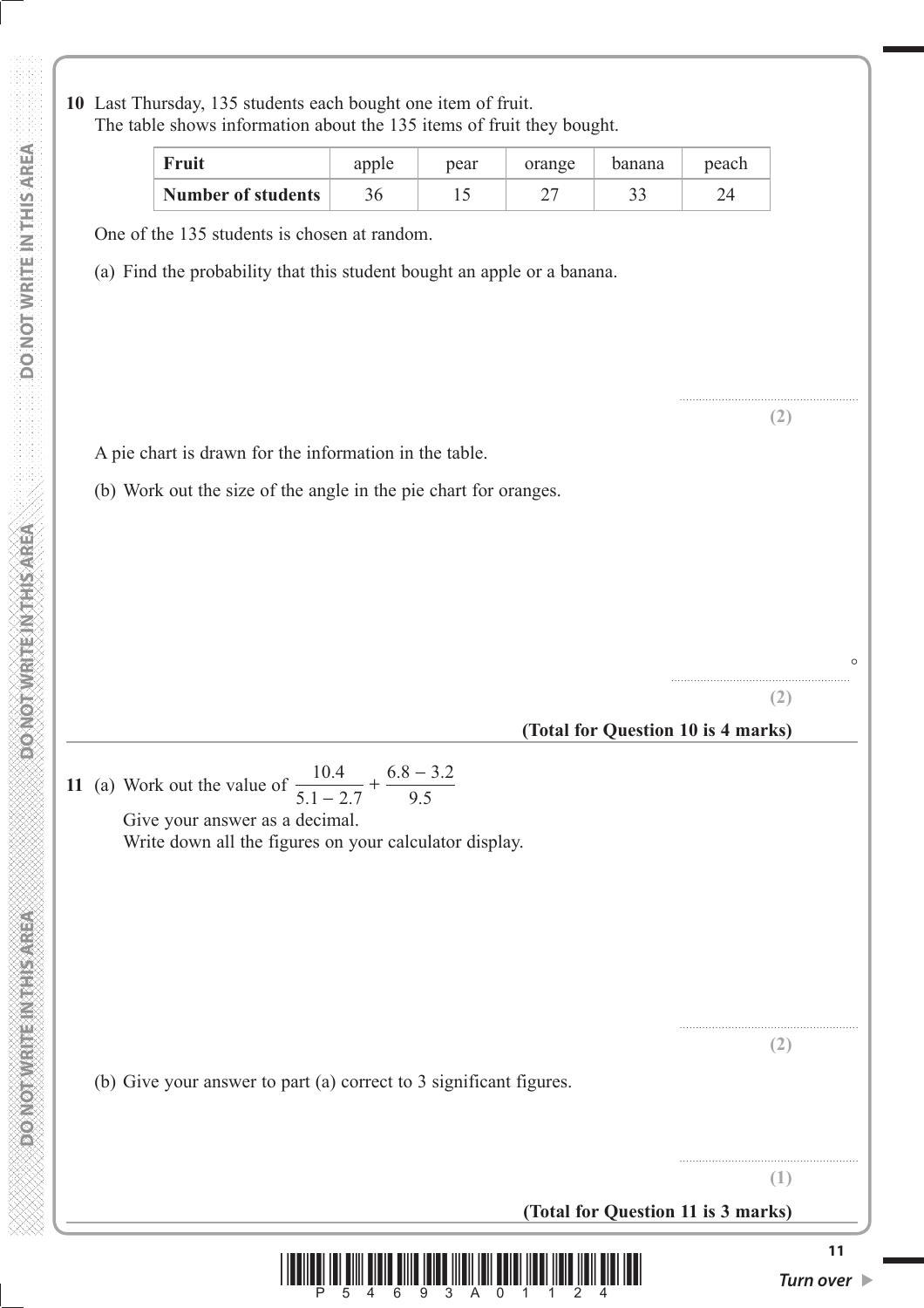**10** Last Thursday, 135 students each bought one item of fruit.
The table shows information about the 135 items of fruit they bought.

| **Fruit** | apple | pear | orange | banana | peach |
|---|---|---|---|---|---|
| **Number of students** | 36 | 15 | 27 | 33 | 24 |

One of the 135 students is chosen at random.

(a) Find the probability that this student bought an apple or a banana.

.......................................................

**(2)**

A pie chart is drawn for the information in the table.

(b) Work out the size of the angle in the pie chart for oranges.

....................................................... °

**(2)**

**(Total for Question 10 is 4 marks)**

---

**11** (a) Work out the value of $\dfrac{10.4}{5.1 - 2.7} + \dfrac{6.8 - 3.2}{9.5}$

Give your answer as a decimal.
Write down all the figures on your calculator display.

.......................................................

**(2)**

(b) Give your answer to part (a) correct to 3 significant figures.

.......................................................

**(1)**

**(Total for Question 11 is 3 marks)**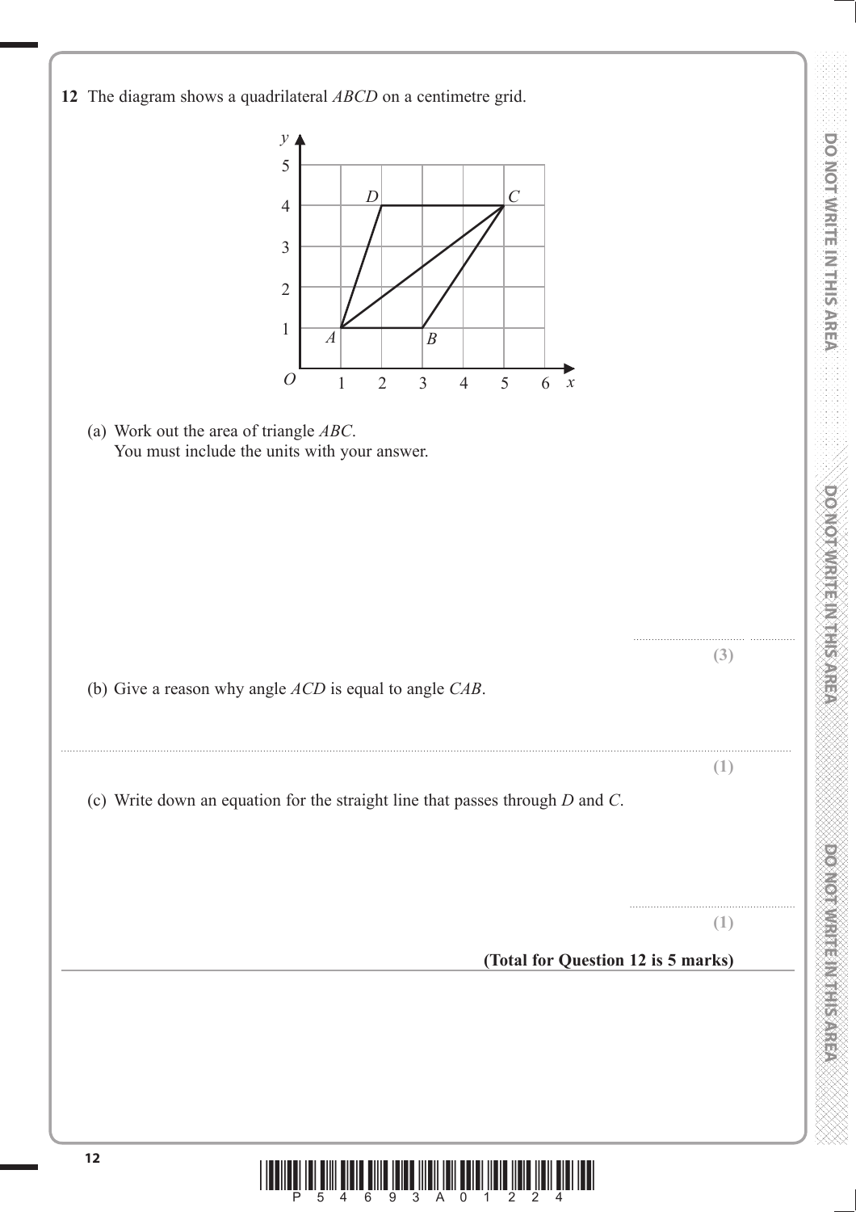**12** The diagram shows a quadrilateral *ABCD* on a centimetre grid.

(a) Work out the area of triangle *ABC*.
You must include the units with your answer.

.......................................... ..............
**(3)**

(b) Give a reason why angle *ACD* is equal to angle *CAB*.

..............................................................................................................................................................................
**(1)**

(c) Write down an equation for the straight line that passes through *D* and *C*.

..........................................................
**(1)**

**(Total for Question 12 is 5 marks)**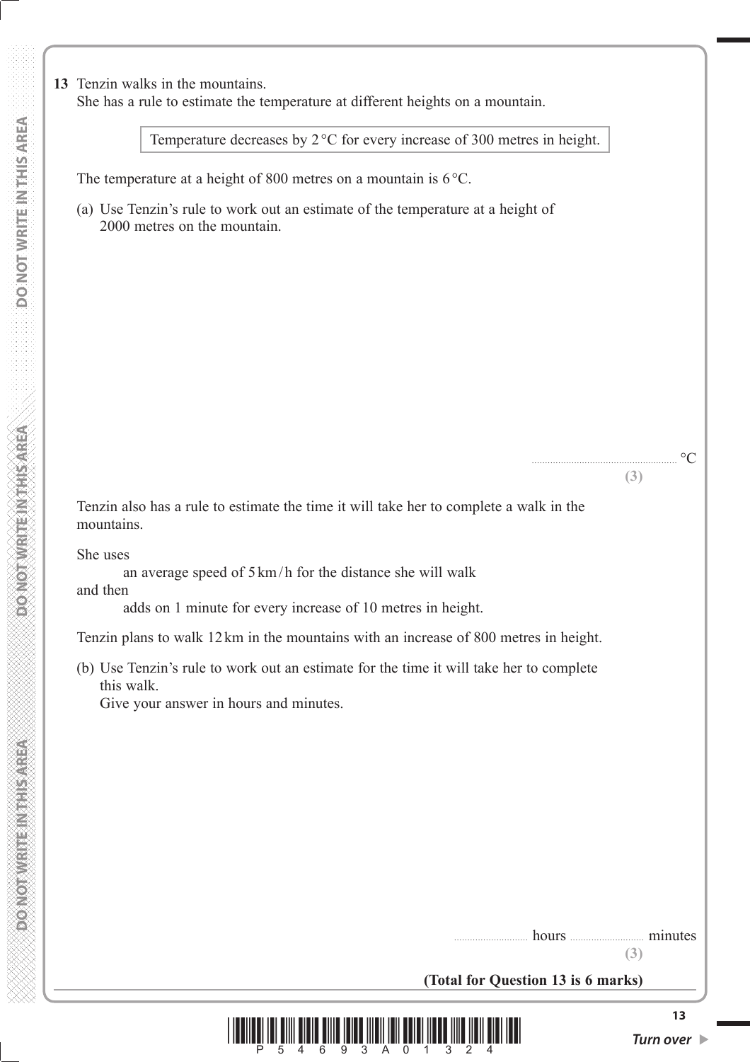**13** Tenzin walks in the mountains.
She has a rule to estimate the temperature at different heights on a mountain.

| Temperature decreases by 2 °C for every increase of 300 metres in height. |
|---|

The temperature at a height of 800 metres on a mountain is 6 °C.

(a) Use Tenzin's rule to work out an estimate of the temperature at a height of 2000 metres on the mountain.

.......................................................... °C
**(3)**

Tenzin also has a rule to estimate the time it will take her to complete a walk in the mountains.

She uses
    an average speed of 5 km / h for the distance she will walk
and then
    adds on 1 minute for every increase of 10 metres in height.

Tenzin plans to walk 12 km in the mountains with an increase of 800 metres in height.

(b) Use Tenzin's rule to work out an estimate for the time it will take her to complete this walk.
Give your answer in hours and minutes.

.............................. hours .............................. minutes
**(3)**

**(Total for Question 13 is 6 marks)**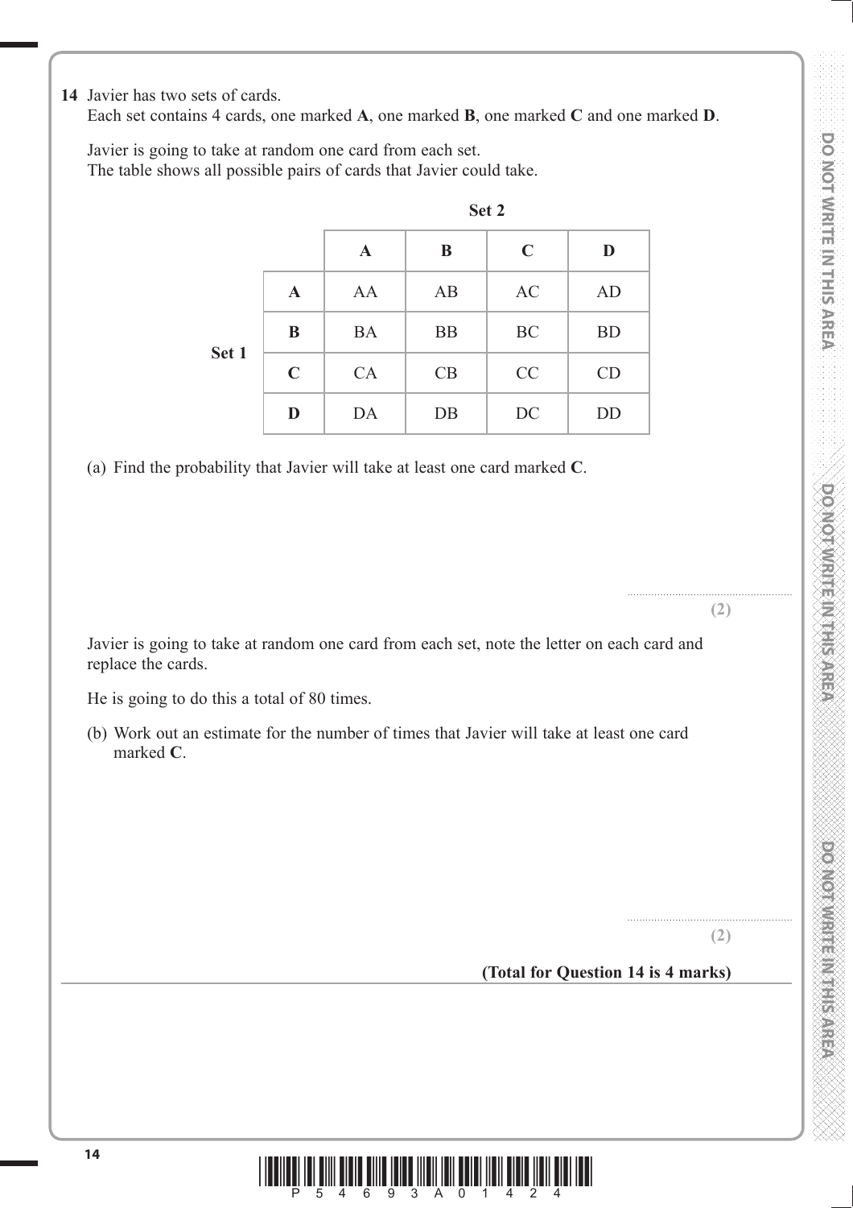**14** Javier has two sets of cards.
Each set contains 4 cards, one marked **A**, one marked **B**, one marked **C** and one marked **D**.

Javier is going to take at random one card from each set.
The table shows all possible pairs of cards that Javier could take.

| | | **Set 2** | | | |
|---|---|---|---|---|---|
| | | **A** | **B** | **C** | **D** |
| **Set 1** | **A** | AA | AB | AC | AD |
| | **B** | BA | BB | BC | BD |
| | **C** | CA | CB | CC | CD |
| | **D** | DA | DB | DC | DD |

(a) Find the probability that Javier will take at least one card marked **C**.

......................................................
**(2)**

Javier is going to take at random one card from each set, note the letter on each card and replace the cards.

He is going to do this a total of 80 times.

(b) Work out an estimate for the number of times that Javier will take at least one card marked **C**.

......................................................
**(2)**

**(Total for Question 14 is 4 marks)**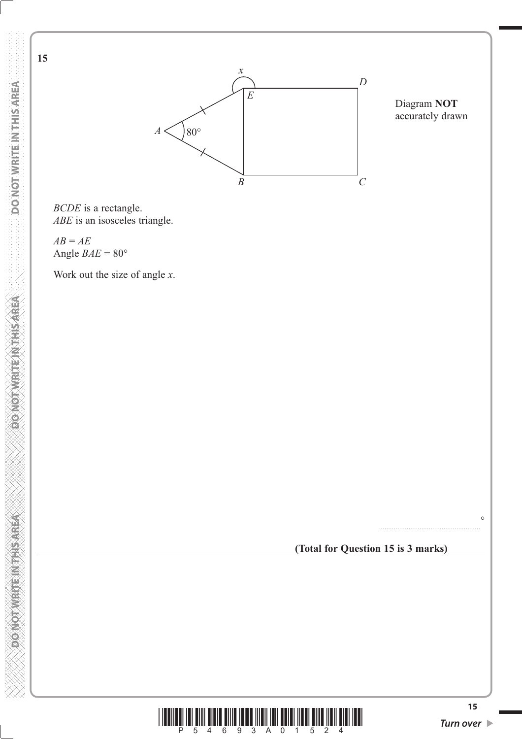**15**

Diagram **NOT** accurately drawn

*BCDE* is a rectangle.
*ABE* is an isosceles triangle.

$AB = AE$
Angle $BAE = 80°$

Work out the size of angle $x$.

..................................................... °

**(Total for Question 15 is 3 marks)**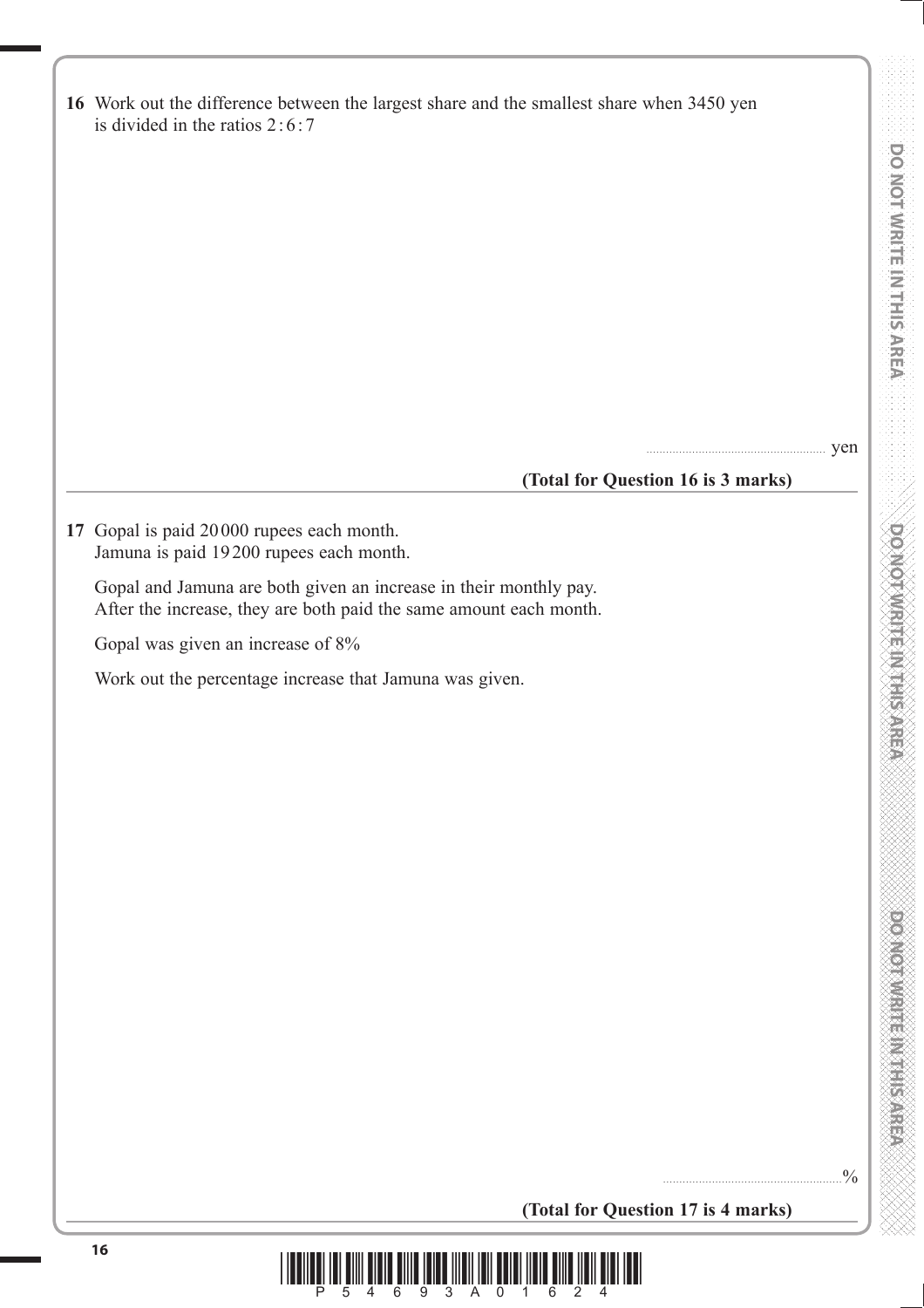**16** Work out the difference between the largest share and the smallest share when 3450 yen is divided in the ratios $2:6:7$

.......................................................... yen

**(Total for Question 16 is 3 marks)**

---

**17** Gopal is paid 20 000 rupees each month.
Jamuna is paid 19 200 rupees each month.

Gopal and Jamuna are both given an increase in their monthly pay.
After the increase, they are both paid the same amount each month.

Gopal was given an increase of 8%

Work out the percentage increase that Jamuna was given.

..........................................................%

**(Total for Question 17 is 4 marks)**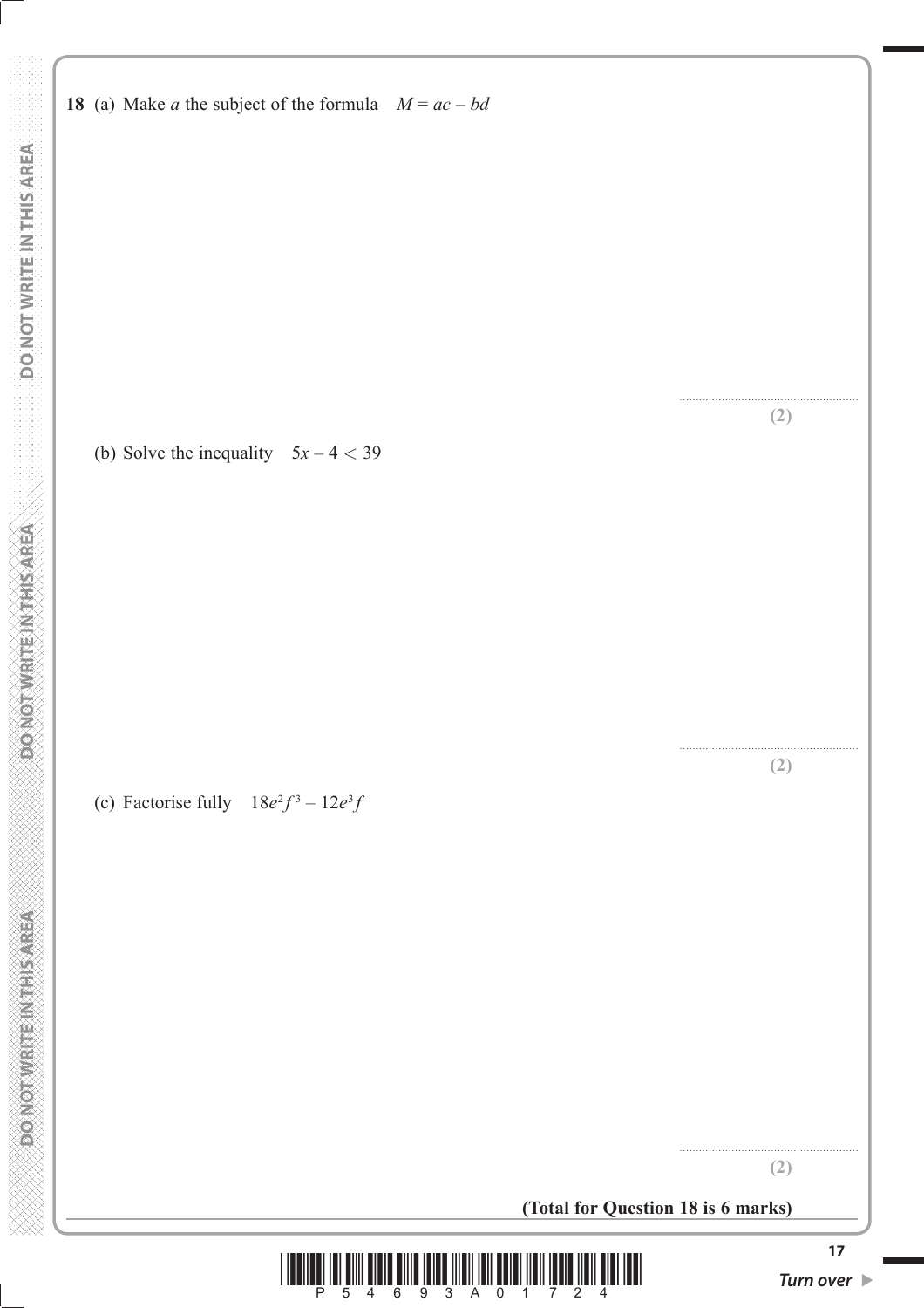**18** (a) Make $a$ the subject of the formula $M = ac - bd$

..........................................................
**(2)**

(b) Solve the inequality $5x - 4 < 39$

..........................................................
**(2)**

(c) Factorise fully $18e^2f^3 - 12e^3f$

..........................................................
**(2)**

**(Total for Question 18 is 6 marks)**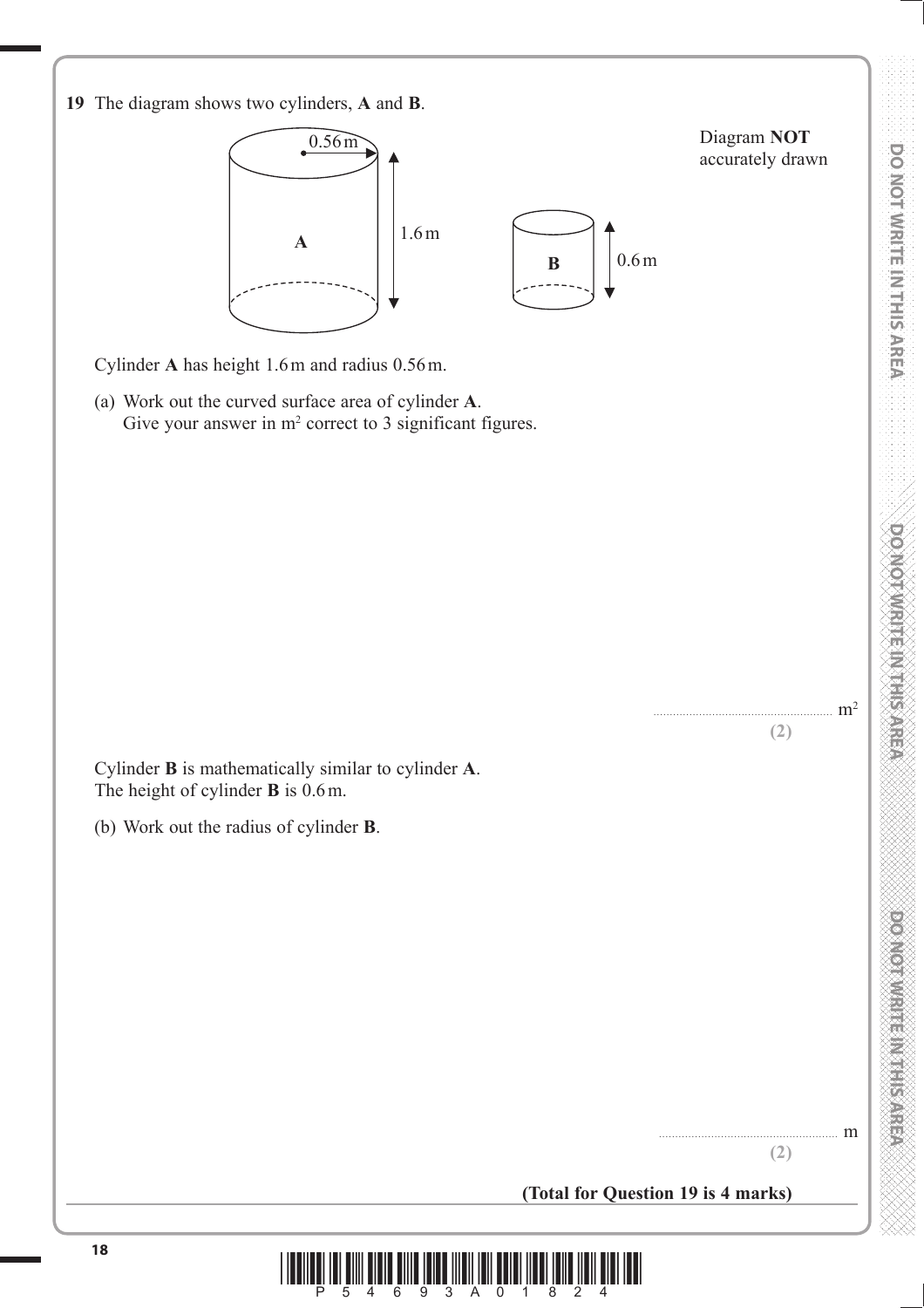**19** The diagram shows two cylinders, **A** and **B**.

Diagram **NOT** accurately drawn

Cylinder **A** has height 1.6 m and radius 0.56 m.

(a) Work out the curved surface area of cylinder **A**.
Give your answer in $m^2$ correct to 3 significant figures.

.......................................................... $m^2$

**(2)**

Cylinder **B** is mathematically similar to cylinder **A**.
The height of cylinder **B** is 0.6 m.

(b) Work out the radius of cylinder **B**.

.......................................................... m

**(2)**

**(Total for Question 19 is 4 marks)**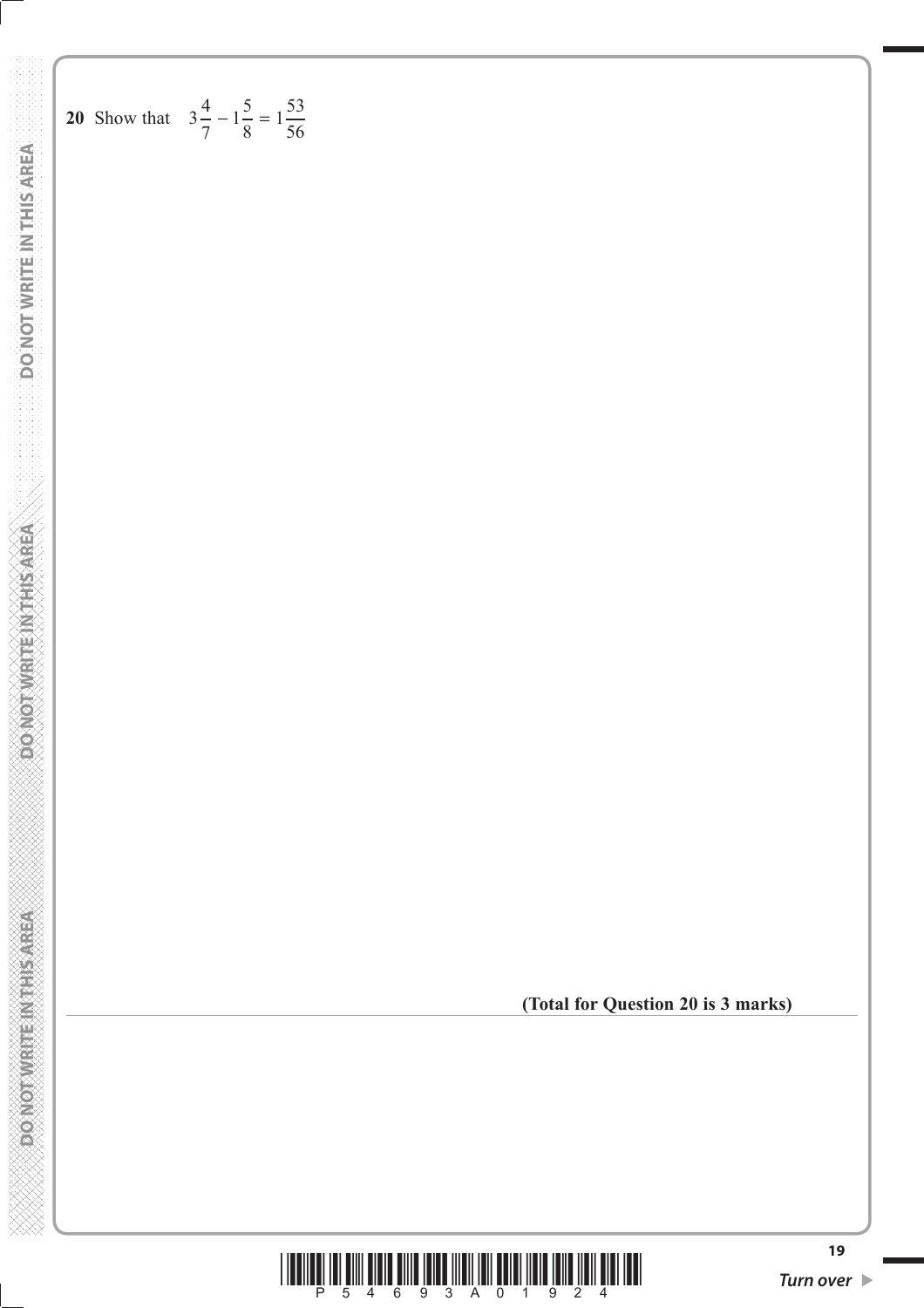**20** Show that $3\frac{4}{7} - 1\frac{5}{8} = 1\frac{53}{56}$

**(Total for Question 20 is 3 marks)**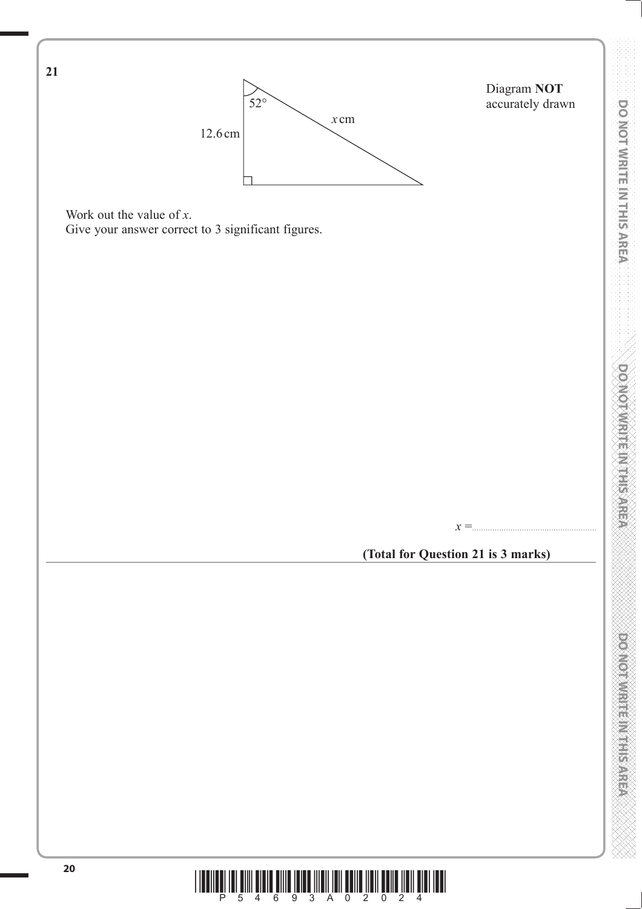**21**

Diagram **NOT** accurately drawn

52°

12.6 cm

$x$ cm

Work out the value of $x$.
Give your answer correct to 3 significant figures.

$x$ = ......................................................

**(Total for Question 21 is 3 marks)**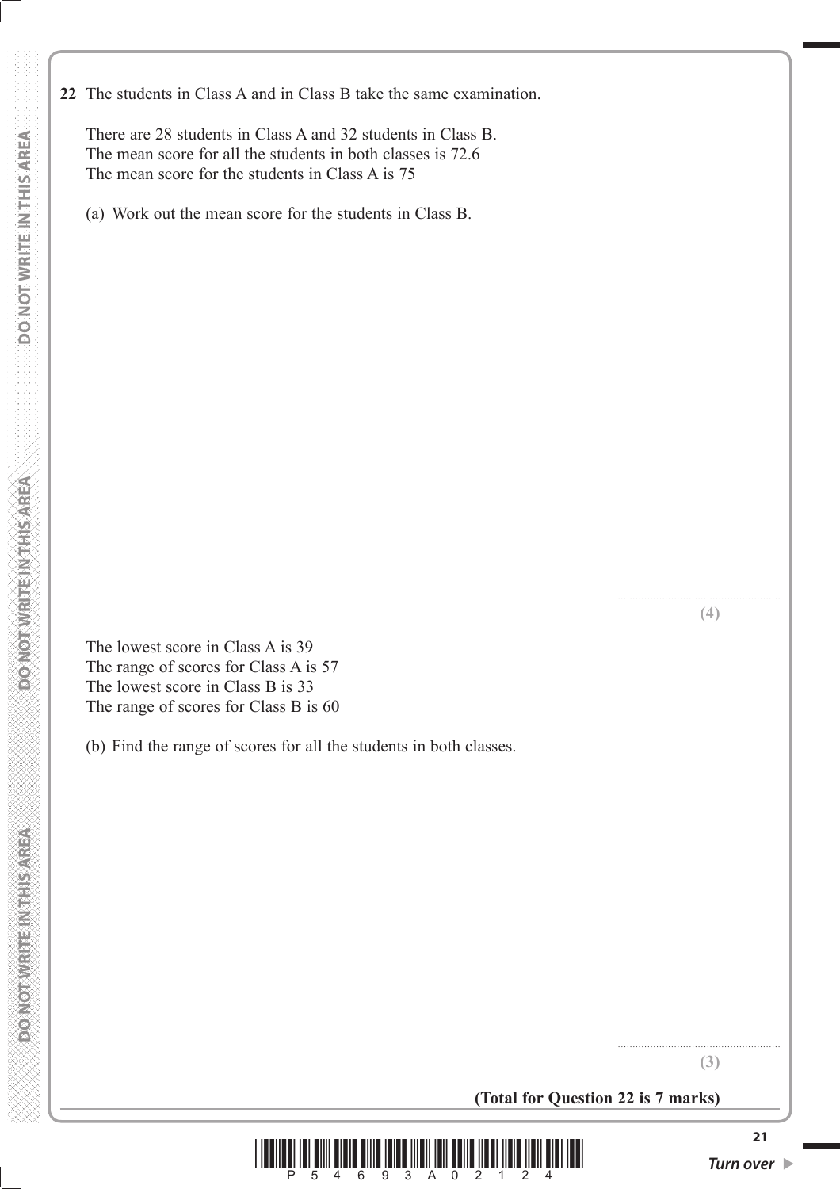**22** The students in Class A and in Class B take the same examination.

There are 28 students in Class A and 32 students in Class B.
The mean score for all the students in both classes is 72.6
The mean score for the students in Class A is 75

(a) Work out the mean score for the students in Class B.

.......................................................
**(4)**

The lowest score in Class A is 39
The range of scores for Class A is 57
The lowest score in Class B is 33
The range of scores for Class B is 60

(b) Find the range of scores for all the students in both classes.

.......................................................
**(3)**

**(Total for Question 22 is 7 marks)**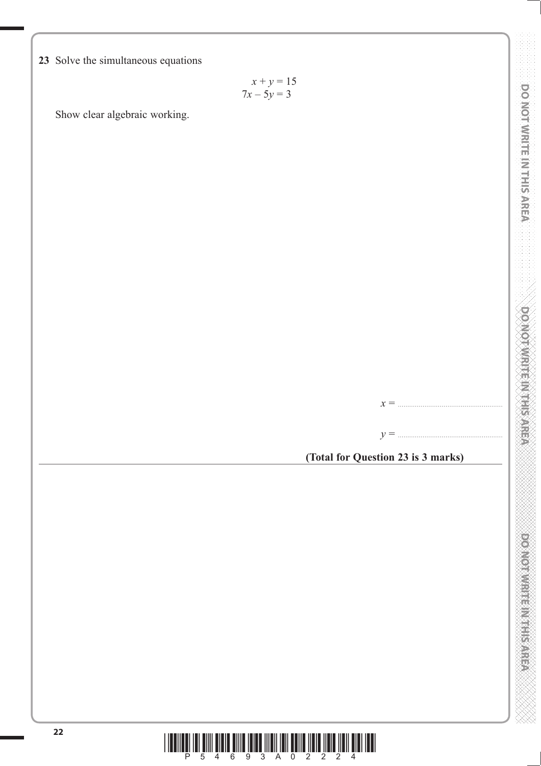**23** Solve the simultaneous equations

$$x + y = 15$$
$$7x - 5y = 3$$

Show clear algebraic working.

$x =$ ......................................................

$y =$ ......................................................

**(Total for Question 23 is 3 marks)**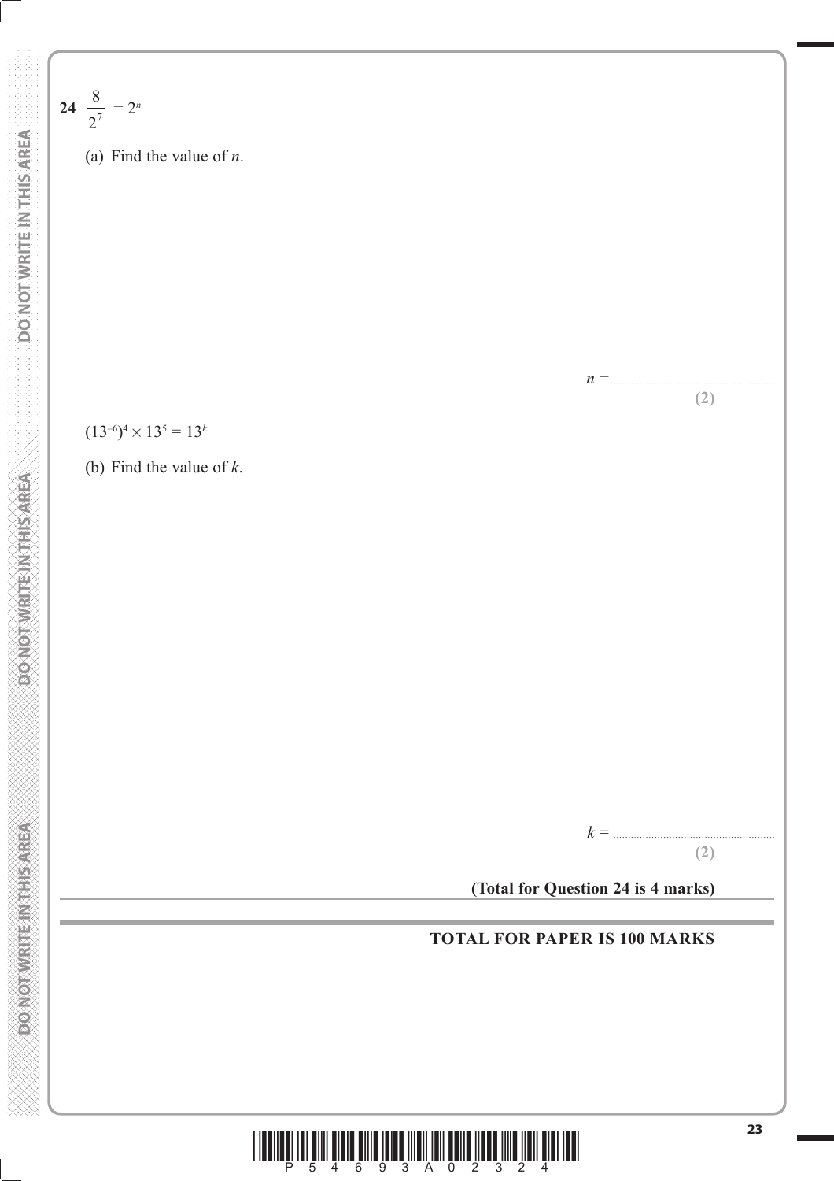**24** $\dfrac{8}{2^7} = 2^n$

(a) Find the value of $n$.

$n =$ ..........................................

**(2)**

$(13^{-6})^4 \times 13^5 = 13^k$

(b) Find the value of $k$.

$k =$ ..........................................

**(2)**

**(Total for Question 24 is 4 marks)**

**TOTAL FOR PAPER IS 100 MARKS**